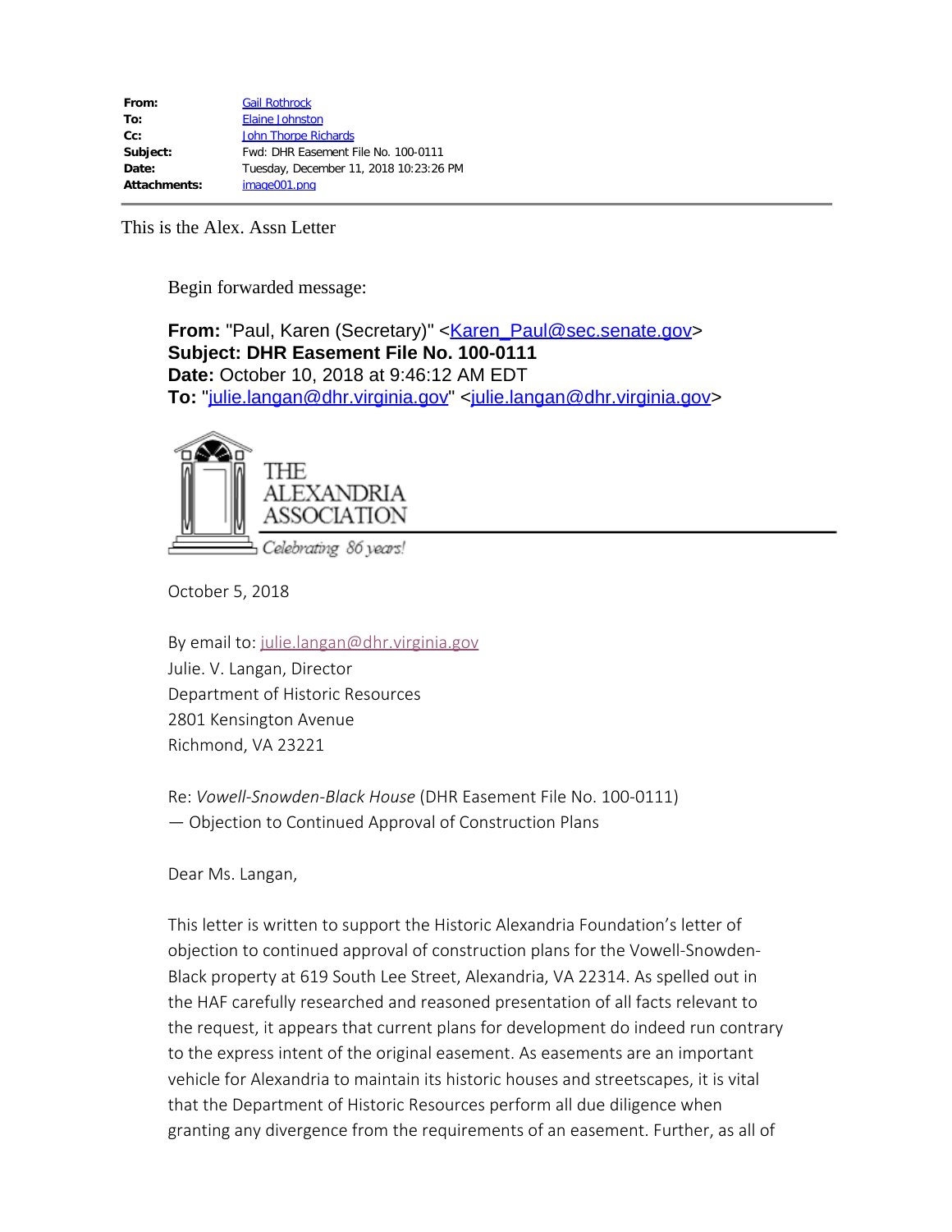| | |
|---|---|
| **From:** | Gail Rothrock |
| **To:** | Elaine Johnston |
| **Cc:** | John Thorpe Richards |
| **Subject:** | Fwd: DHR Easement File No. 100-0111 |
| **Date:** | Tuesday, December 11, 2018 10:23:26 PM |
| **Attachments:** | image001.png |

This is the Alex. Assn Letter

Begin forwarded message:

**From:** "Paul, Karen (Secretary)" <Karen_Paul@sec.senate.gov>
**Subject: DHR Easement File No. 100-0111**
**Date:** October 10, 2018 at 9:46:12 AM EDT
**To:** "julie.langan@dhr.virginia.gov" <julie.langan@dhr.virginia.gov>

THE ALEXANDRIA ASSOCIATION

*Celebrating 86 years!*

October 5, 2018

By email to: julie.langan@dhr.virginia.gov
Julie. V. Langan, Director
Department of Historic Resources
2801 Kensington Avenue
Richmond, VA 23221

Re: *Vowell-Snowden-Black House* (DHR Easement File No. 100-0111)
— Objection to Continued Approval of Construction Plans

Dear Ms. Langan,

This letter is written to support the Historic Alexandria Foundation's letter of objection to continued approval of construction plans for the Vowell-Snowden-Black property at 619 South Lee Street, Alexandria, VA 22314. As spelled out in the HAF carefully researched and reasoned presentation of all facts relevant to the request, it appears that current plans for development do indeed run contrary to the express intent of the original easement. As easements are an important vehicle for Alexandria to maintain its historic houses and streetscapes, it is vital that the Department of Historic Resources perform all due diligence when granting any divergence from the requirements of an easement. Further, as all of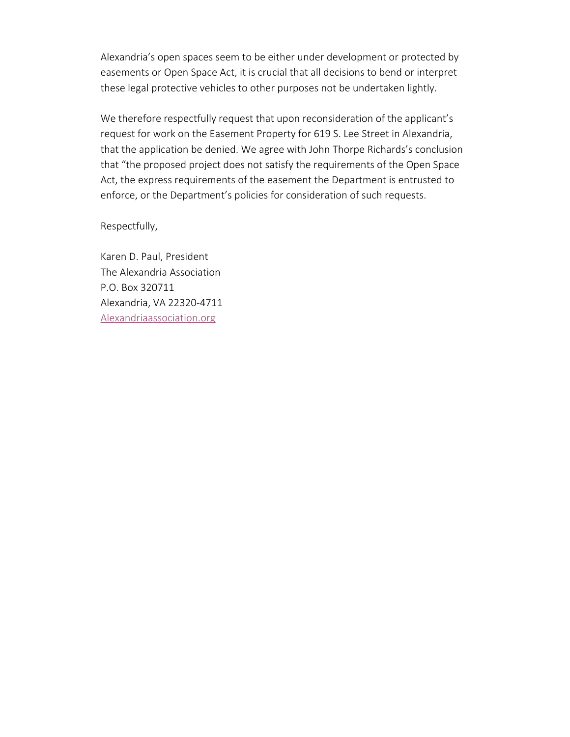Alexandria's open spaces seem to be either under development or protected by easements or Open Space Act, it is crucial that all decisions to bend or interpret these legal protective vehicles to other purposes not be undertaken lightly.

We therefore respectfully request that upon reconsideration of the applicant's request for work on the Easement Property for 619 S. Lee Street in Alexandria, that the application be denied. We agree with John Thorpe Richards's conclusion that "the proposed project does not satisfy the requirements of the Open Space Act, the express requirements of the easement the Department is entrusted to enforce, or the Department's policies for consideration of such requests.

Respectfully,

Karen D. Paul, President
The Alexandria Association
P.O. Box 320711
Alexandria, VA 22320-4711
Alexandriaassociation.org